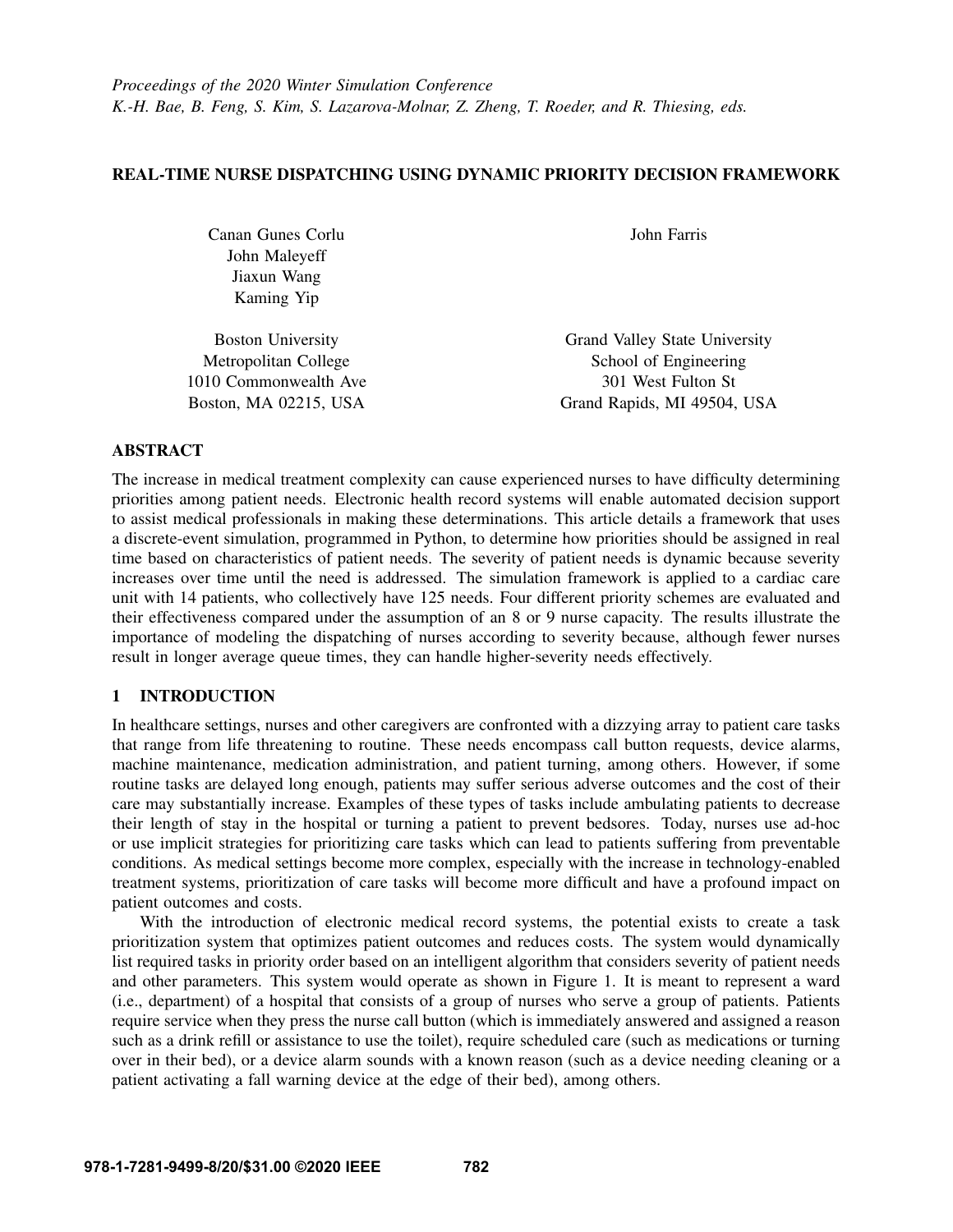*Proceedings of the 2020 Winter Simulation Conference*
*K.-H. Bae, B. Feng, S. Kim, S. Lazarova-Molnar, Z. Zheng, T. Roeder, and R. Thiesing, eds.*

# REAL-TIME NURSE DISPATCHING USING DYNAMIC PRIORITY DECISION FRAMEWORK

Canan Gunes Corlu
John Maleyeff
Jiaxun Wang
Kaming Yip

Boston University
Metropolitan College
1010 Commonwealth Ave
Boston, MA 02215, USA

John Farris

Grand Valley State University
School of Engineering
301 West Fulton St
Grand Rapids, MI 49504, USA

## ABSTRACT

The increase in medical treatment complexity can cause experienced nurses to have difficulty determining priorities among patient needs. Electronic health record systems will enable automated decision support to assist medical professionals in making these determinations. This article details a framework that uses a discrete-event simulation, programmed in Python, to determine how priorities should be assigned in real time based on characteristics of patient needs. The severity of patient needs is dynamic because severity increases over time until the need is addressed. The simulation framework is applied to a cardiac care unit with 14 patients, who collectively have 125 needs. Four different priority schemes are evaluated and their effectiveness compared under the assumption of an 8 or 9 nurse capacity. The results illustrate the importance of modeling the dispatching of nurses according to severity because, although fewer nurses result in longer average queue times, they can handle higher-severity needs effectively.

## 1 INTRODUCTION

In healthcare settings, nurses and other caregivers are confronted with a dizzying array to patient care tasks that range from life threatening to routine. These needs encompass call button requests, device alarms, machine maintenance, medication administration, and patient turning, among others. However, if some routine tasks are delayed long enough, patients may suffer serious adverse outcomes and the cost of their care may substantially increase. Examples of these types of tasks include ambulating patients to decrease their length of stay in the hospital or turning a patient to prevent bedsores. Today, nurses use ad-hoc or use implicit strategies for prioritizing care tasks which can lead to patients suffering from preventable conditions. As medical settings become more complex, especially with the increase in technology-enabled treatment systems, prioritization of care tasks will become more difficult and have a profound impact on patient outcomes and costs.

With the introduction of electronic medical record systems, the potential exists to create a task prioritization system that optimizes patient outcomes and reduces costs. The system would dynamically list required tasks in priority order based on an intelligent algorithm that considers severity of patient needs and other parameters. This system would operate as shown in Figure 1. It is meant to represent a ward (i.e., department) of a hospital that consists of a group of nurses who serve a group of patients. Patients require service when they press the nurse call button (which is immediately answered and assigned a reason such as a drink refill or assistance to use the toilet), require scheduled care (such as medications or turning over in their bed), or a device alarm sounds with a known reason (such as a device needing cleaning or a patient activating a fall warning device at the edge of their bed), among others.

978-1-7281-9499-8/20/$31.00 ©2020 IEEE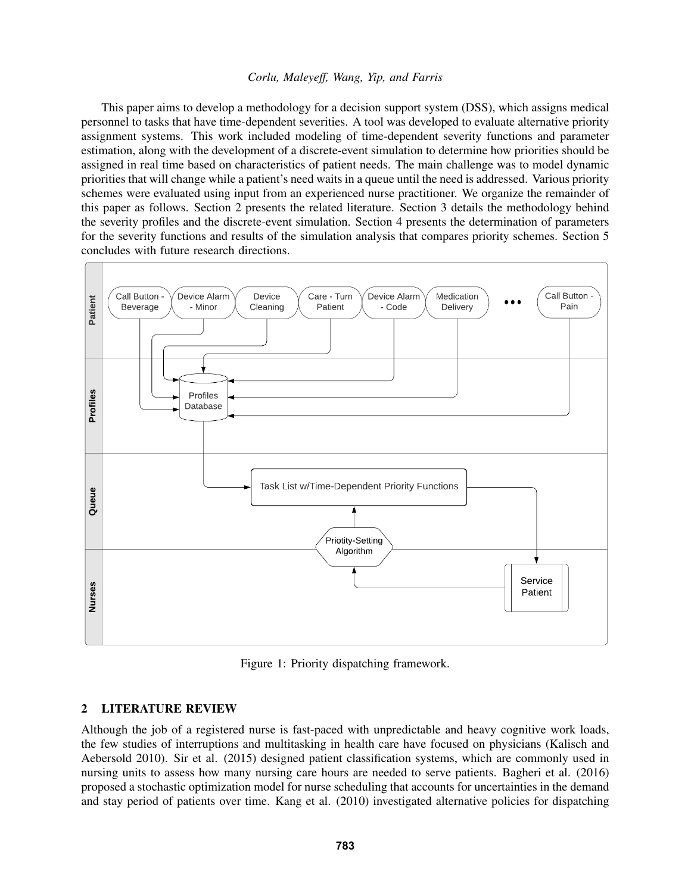This paper aims to develop a methodology for a decision support system (DSS), which assigns medical personnel to tasks that have time-dependent severities. A tool was developed to evaluate alternative priority assignment systems. This work included modeling of time-dependent severity functions and parameter estimation, along with the development of a discrete-event simulation to determine how priorities should be assigned in real time based on characteristics of patient needs. The main challenge was to model dynamic priorities that will change while a patient's need waits in a queue until the need is addressed. Various priority schemes were evaluated using input from an experienced nurse practitioner. We organize the remainder of this paper as follows. Section 2 presents the related literature. Section 3 details the methodology behind the severity profiles and the discrete-event simulation. Section 4 presents the determination of parameters for the severity functions and results of the simulation analysis that compares priority schemes. Section 5 concludes with future research directions.

Figure 1: Priority dispatching framework.

## 2 LITERATURE REVIEW

Although the job of a registered nurse is fast-paced with unpredictable and heavy cognitive work loads, the few studies of interruptions and multitasking in health care have focused on physicians (Kalisch and Aebersold 2010). Sir et al. (2015) designed patient classification systems, which are commonly used in nursing units to assess how many nursing care hours are needed to serve patients. Bagheri et al. (2016) proposed a stochastic optimization model for nurse scheduling that accounts for uncertainties in the demand and stay period of patients over time. Kang et al. (2010) investigated alternative policies for dispatching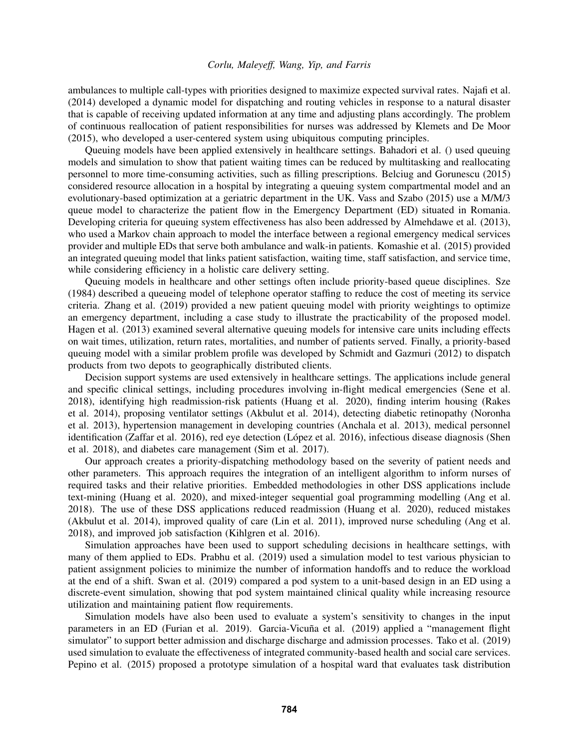ambulances to multiple call-types with priorities designed to maximize expected survival rates. Najafi et al. (2014) developed a dynamic model for dispatching and routing vehicles in response to a natural disaster that is capable of receiving updated information at any time and adjusting plans accordingly. The problem of continuous reallocation of patient responsibilities for nurses was addressed by Klemets and De Moor (2015), who developed a user-centered system using ubiquitous computing principles.

Queuing models have been applied extensively in healthcare settings. Bahadori et al. () used queuing models and simulation to show that patient waiting times can be reduced by multitasking and reallocating personnel to more time-consuming activities, such as filling prescriptions. Belciug and Gorunescu (2015) considered resource allocation in a hospital by integrating a queuing system compartmental model and an evolutionary-based optimization at a geriatric department in the UK. Vass and Szabo (2015) use a M/M/3 queue model to characterize the patient flow in the Emergency Department (ED) situated in Romania. Developing criteria for queuing system effectiveness has also been addressed by Almehdawe et al. (2013), who used a Markov chain approach to model the interface between a regional emergency medical services provider and multiple EDs that serve both ambulance and walk-in patients. Komashie et al. (2015) provided an integrated queuing model that links patient satisfaction, waiting time, staff satisfaction, and service time, while considering efficiency in a holistic care delivery setting.

Queuing models in healthcare and other settings often include priority-based queue disciplines. Sze (1984) described a queueing model of telephone operator staffing to reduce the cost of meeting its service criteria. Zhang et al. (2019) provided a new patient queuing model with priority weightings to optimize an emergency department, including a case study to illustrate the practicability of the proposed model. Hagen et al. (2013) examined several alternative queuing models for intensive care units including effects on wait times, utilization, return rates, mortalities, and number of patients served. Finally, a priority-based queuing model with a similar problem profile was developed by Schmidt and Gazmuri (2012) to dispatch products from two depots to geographically distributed clients.

Decision support systems are used extensively in healthcare settings. The applications include general and specific clinical settings, including procedures involving in-flight medical emergencies (Sene et al. 2018), identifying high readmission-risk patients (Huang et al. 2020), finding interim housing (Rakes et al. 2014), proposing ventilator settings (Akbulut et al. 2014), detecting diabetic retinopathy (Noronha et al. 2013), hypertension management in developing countries (Anchala et al. 2013), medical personnel identification (Zaffar et al. 2016), red eye detection (López et al. 2016), infectious disease diagnosis (Shen et al. 2018), and diabetes care management (Sim et al. 2017).

Our approach creates a priority-dispatching methodology based on the severity of patient needs and other parameters. This approach requires the integration of an intelligent algorithm to inform nurses of required tasks and their relative priorities. Embedded methodologies in other DSS applications include text-mining (Huang et al. 2020), and mixed-integer sequential goal programming modelling (Ang et al. 2018). The use of these DSS applications reduced readmission (Huang et al. 2020), reduced mistakes (Akbulut et al. 2014), improved quality of care (Lin et al. 2011), improved nurse scheduling (Ang et al. 2018), and improved job satisfaction (Kihlgren et al. 2016).

Simulation approaches have been used to support scheduling decisions in healthcare settings, with many of them applied to EDs. Prabhu et al. (2019) used a simulation model to test various physician to patient assignment policies to minimize the number of information handoffs and to reduce the workload at the end of a shift. Swan et al. (2019) compared a pod system to a unit-based design in an ED using a discrete-event simulation, showing that pod system maintained clinical quality while increasing resource utilization and maintaining patient flow requirements.

Simulation models have also been used to evaluate a system's sensitivity to changes in the input parameters in an ED (Furian et al. 2019). Garcia-Vicuña et al. (2019) applied a "management flight simulator" to support better admission and discharge discharge and admission processes. Tako et al. (2019) used simulation to evaluate the effectiveness of integrated community-based health and social care services. Pepino et al. (2015) proposed a prototype simulation of a hospital ward that evaluates task distribution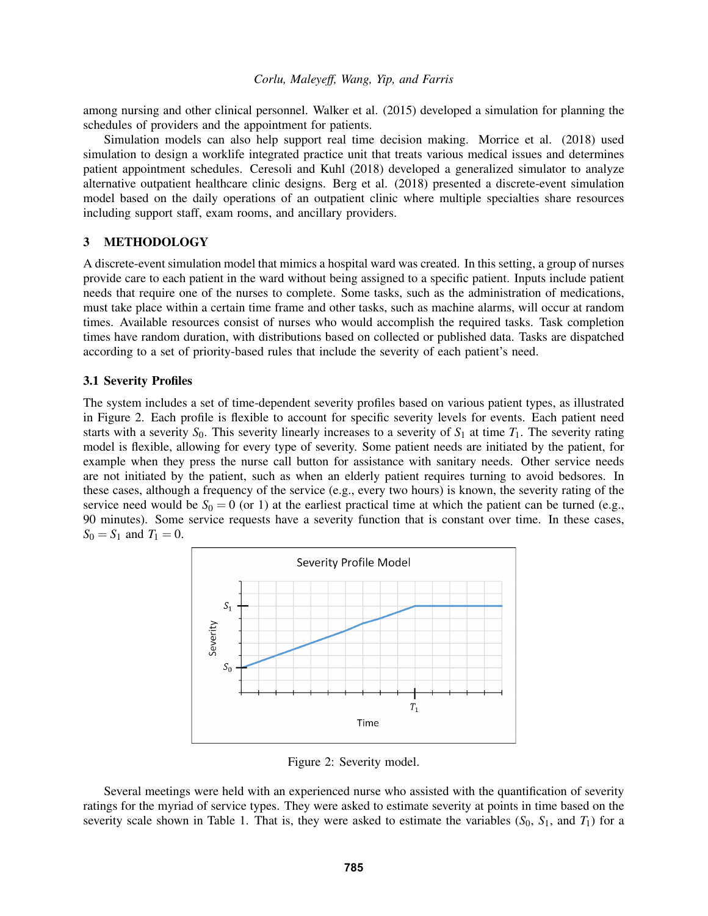among nursing and other clinical personnel. Walker et al. (2015) developed a simulation for planning the schedules of providers and the appointment for patients.

Simulation models can also help support real time decision making. Morrice et al. (2018) used simulation to design a worklife integrated practice unit that treats various medical issues and determines patient appointment schedules. Ceresoli and Kuhl (2018) developed a generalized simulator to analyze alternative outpatient healthcare clinic designs. Berg et al. (2018) presented a discrete-event simulation model based on the daily operations of an outpatient clinic where multiple specialties share resources including support staff, exam rooms, and ancillary providers.

## 3 METHODOLOGY

A discrete-event simulation model that mimics a hospital ward was created. In this setting, a group of nurses provide care to each patient in the ward without being assigned to a specific patient. Inputs include patient needs that require one of the nurses to complete. Some tasks, such as the administration of medications, must take place within a certain time frame and other tasks, such as machine alarms, will occur at random times. Available resources consist of nurses who would accomplish the required tasks. Task completion times have random duration, with distributions based on collected or published data. Tasks are dispatched according to a set of priority-based rules that include the severity of each patient's need.

### 3.1 Severity Profiles

The system includes a set of time-dependent severity profiles based on various patient types, as illustrated in Figure 2. Each profile is flexible to account for specific severity levels for events. Each patient need starts with a severity $S_0$. This severity linearly increases to a severity of $S_1$ at time $T_1$. The severity rating model is flexible, allowing for every type of severity. Some patient needs are initiated by the patient, for example when they press the nurse call button for assistance with sanitary needs. Other service needs are not initiated by the patient, such as when an elderly patient requires turning to avoid bedsores. In these cases, although a frequency of the service (e.g., every two hours) is known, the severity rating of the service need would be $S_0 = 0$ (or 1) at the earliest practical time at which the patient can be turned (e.g., 90 minutes). Some service requests have a severity function that is constant over time. In these cases, $S_0 = S_1$ and $T_1 = 0$.

Figure 2: Severity model.

Several meetings were held with an experienced nurse who assisted with the quantification of severity ratings for the myriad of service types. They were asked to estimate severity at points in time based on the severity scale shown in Table 1. That is, they were asked to estimate the variables ($S_0$, $S_1$, and $T_1$) for a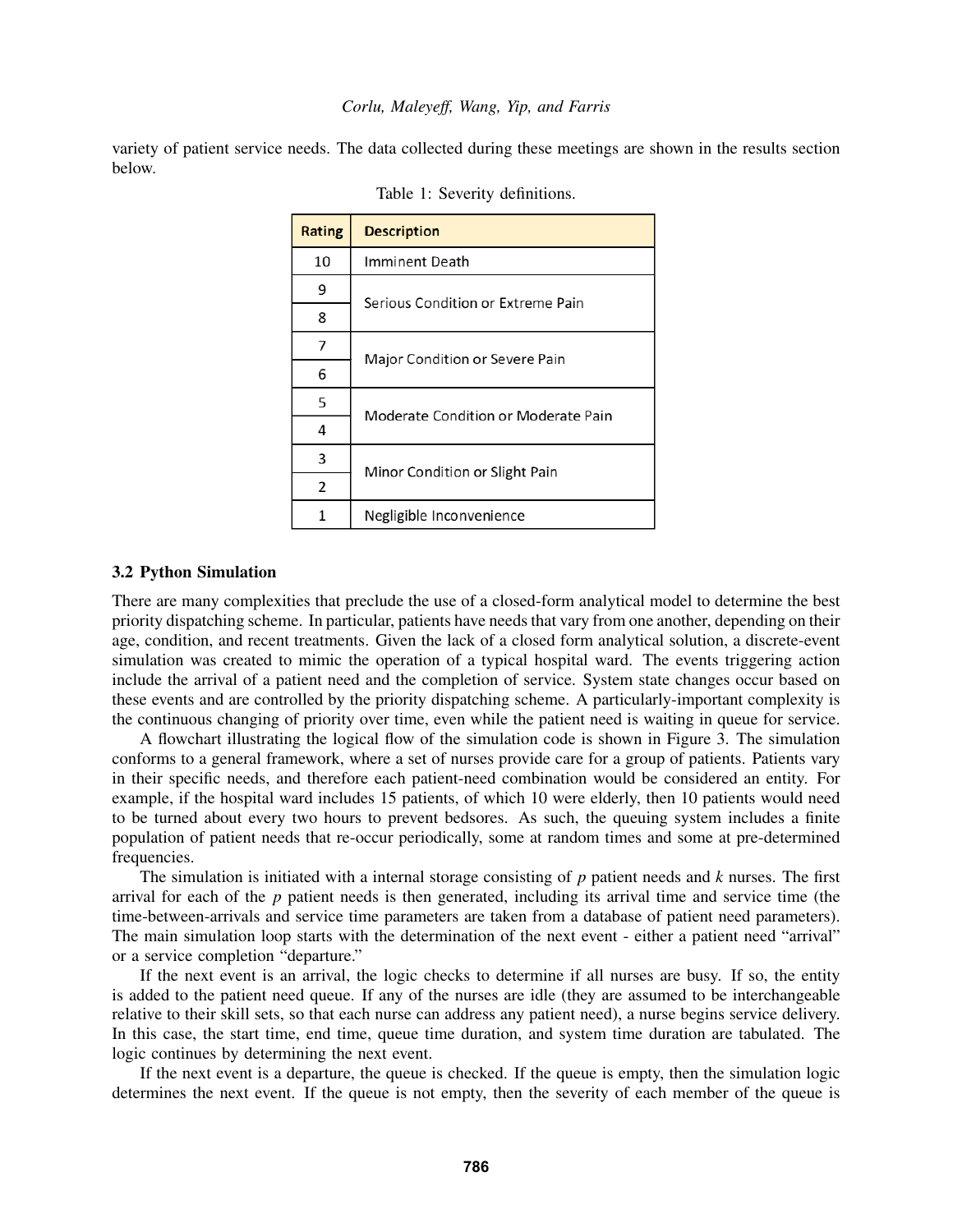variety of patient service needs. The data collected during these meetings are shown in the results section below.

Table 1: Severity definitions.

| Rating | Description |
|---|---|
| 10 | Imminent Death |
| 9 | Serious Condition or Extreme Pain |
| 8 | |
| 7 | Major Condition or Severe Pain |
| 6 | |
| 5 | Moderate Condition or Moderate Pain |
| 4 | |
| 3 | Minor Condition or Slight Pain |
| 2 | |
| 1 | Negligible Inconvenience |

### 3.2 Python Simulation

There are many complexities that preclude the use of a closed-form analytical model to determine the best priority dispatching scheme. In particular, patients have needs that vary from one another, depending on their age, condition, and recent treatments. Given the lack of a closed form analytical solution, a discrete-event simulation was created to mimic the operation of a typical hospital ward. The events triggering action include the arrival of a patient need and the completion of service. System state changes occur based on these events and are controlled by the priority dispatching scheme. A particularly-important complexity is the continuous changing of priority over time, even while the patient need is waiting in queue for service.

A flowchart illustrating the logical flow of the simulation code is shown in Figure 3. The simulation conforms to a general framework, where a set of nurses provide care for a group of patients. Patients vary in their specific needs, and therefore each patient-need combination would be considered an entity. For example, if the hospital ward includes 15 patients, of which 10 were elderly, then 10 patients would need to be turned about every two hours to prevent bedsores. As such, the queuing system includes a finite population of patient needs that re-occur periodically, some at random times and some at pre-determined frequencies.

The simulation is initiated with a internal storage consisting of $p$ patient needs and $k$ nurses. The first arrival for each of the $p$ patient needs is then generated, including its arrival time and service time (the time-between-arrivals and service time parameters are taken from a database of patient need parameters). The main simulation loop starts with the determination of the next event - either a patient need "arrival" or a service completion "departure."

If the next event is an arrival, the logic checks to determine if all nurses are busy. If so, the entity is added to the patient need queue. If any of the nurses are idle (they are assumed to be interchangeable relative to their skill sets, so that each nurse can address any patient need), a nurse begins service delivery. In this case, the start time, end time, queue time duration, and system time duration are tabulated. The logic continues by determining the next event.

If the next event is a departure, the queue is checked. If the queue is empty, then the simulation logic determines the next event. If the queue is not empty, then the severity of each member of the queue is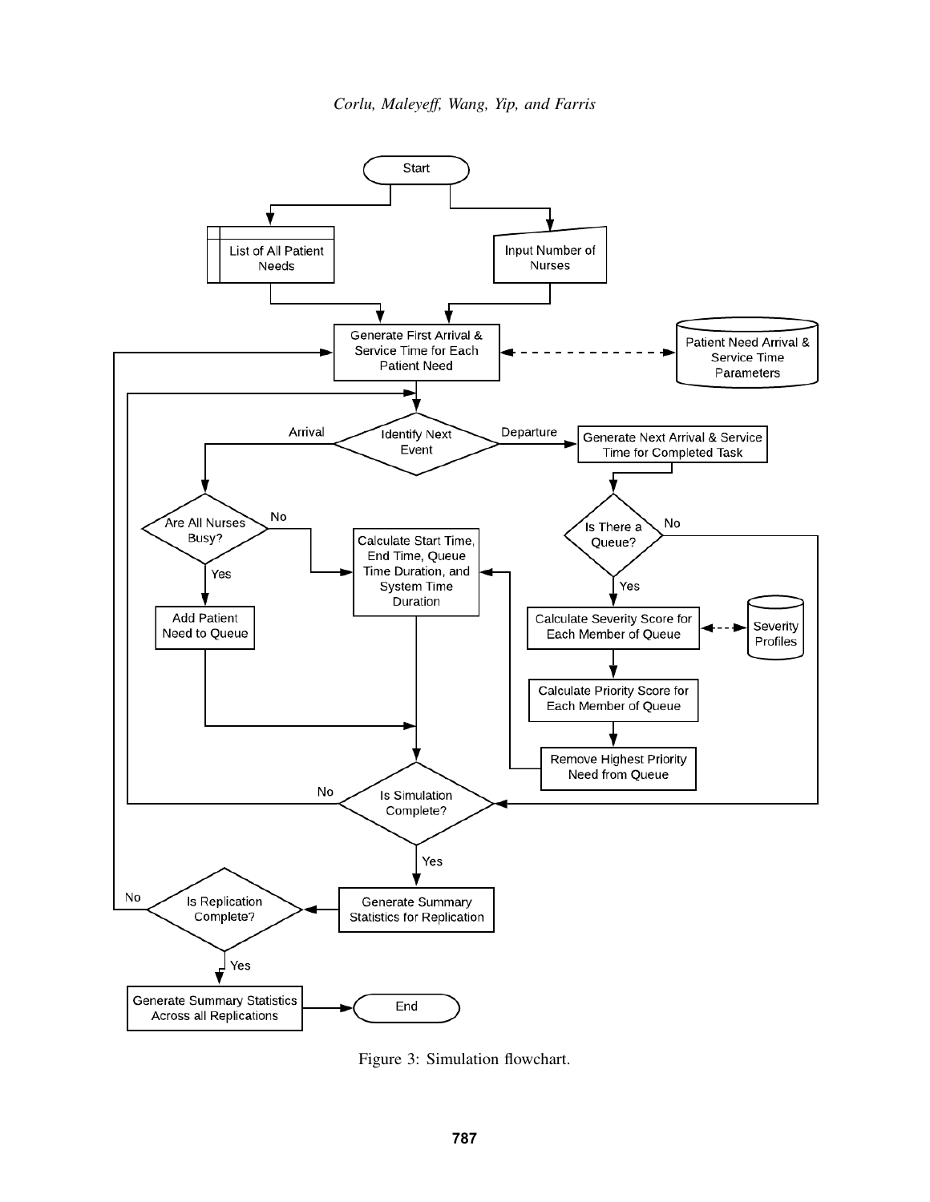Figure 3: Simulation flowchart.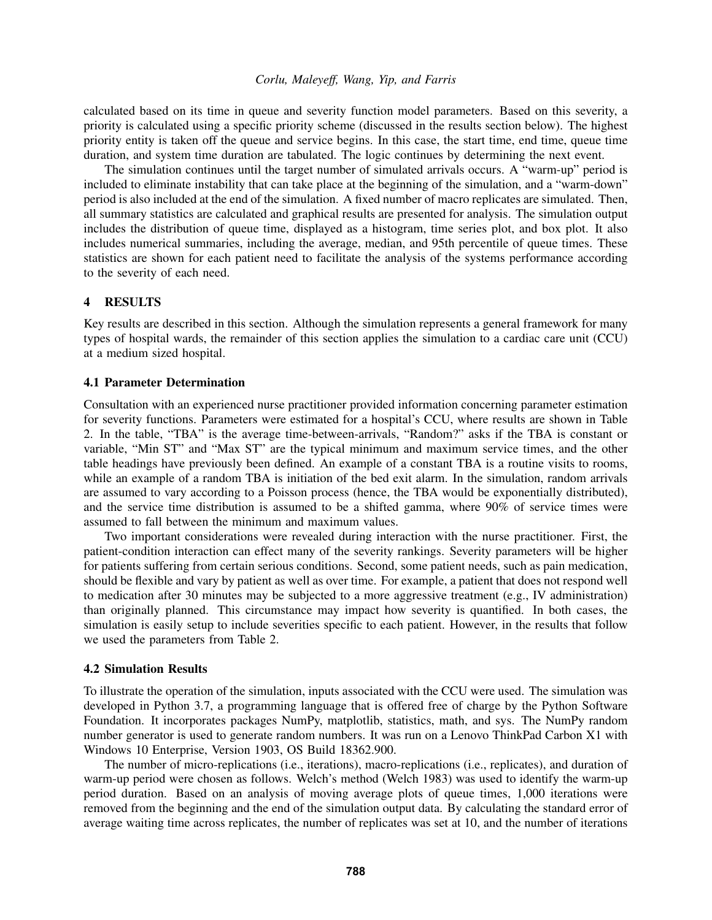calculated based on its time in queue and severity function model parameters. Based on this severity, a priority is calculated using a specific priority scheme (discussed in the results section below). The highest priority entity is taken off the queue and service begins. In this case, the start time, end time, queue time duration, and system time duration are tabulated. The logic continues by determining the next event.

The simulation continues until the target number of simulated arrivals occurs. A "warm-up" period is included to eliminate instability that can take place at the beginning of the simulation, and a "warm-down" period is also included at the end of the simulation. A fixed number of macro replicates are simulated. Then, all summary statistics are calculated and graphical results are presented for analysis. The simulation output includes the distribution of queue time, displayed as a histogram, time series plot, and box plot. It also includes numerical summaries, including the average, median, and 95th percentile of queue times. These statistics are shown for each patient need to facilitate the analysis of the systems performance according to the severity of each need.

## 4 RESULTS

Key results are described in this section. Although the simulation represents a general framework for many types of hospital wards, the remainder of this section applies the simulation to a cardiac care unit (CCU) at a medium sized hospital.

### 4.1 Parameter Determination

Consultation with an experienced nurse practitioner provided information concerning parameter estimation for severity functions. Parameters were estimated for a hospital's CCU, where results are shown in Table 2. In the table, "TBA" is the average time-between-arrivals, "Random?" asks if the TBA is constant or variable, "Min ST" and "Max ST" are the typical minimum and maximum service times, and the other table headings have previously been defined. An example of a constant TBA is a routine visits to rooms, while an example of a random TBA is initiation of the bed exit alarm. In the simulation, random arrivals are assumed to vary according to a Poisson process (hence, the TBA would be exponentially distributed), and the service time distribution is assumed to be a shifted gamma, where 90% of service times were assumed to fall between the minimum and maximum values.

Two important considerations were revealed during interaction with the nurse practitioner. First, the patient-condition interaction can effect many of the severity rankings. Severity parameters will be higher for patients suffering from certain serious conditions. Second, some patient needs, such as pain medication, should be flexible and vary by patient as well as over time. For example, a patient that does not respond well to medication after 30 minutes may be subjected to a more aggressive treatment (e.g., IV administration) than originally planned. This circumstance may impact how severity is quantified. In both cases, the simulation is easily setup to include severities specific to each patient. However, in the results that follow we used the parameters from Table 2.

### 4.2 Simulation Results

To illustrate the operation of the simulation, inputs associated with the CCU were used. The simulation was developed in Python 3.7, a programming language that is offered free of charge by the Python Software Foundation. It incorporates packages NumPy, matplotlib, statistics, math, and sys. The NumPy random number generator is used to generate random numbers. It was run on a Lenovo ThinkPad Carbon X1 with Windows 10 Enterprise, Version 1903, OS Build 18362.900.

The number of micro-replications (i.e., iterations), macro-replications (i.e., replicates), and duration of warm-up period were chosen as follows. Welch's method (Welch 1983) was used to identify the warm-up period duration. Based on an analysis of moving average plots of queue times, 1,000 iterations were removed from the beginning and the end of the simulation output data. By calculating the standard error of average waiting time across replicates, the number of replicates was set at 10, and the number of iterations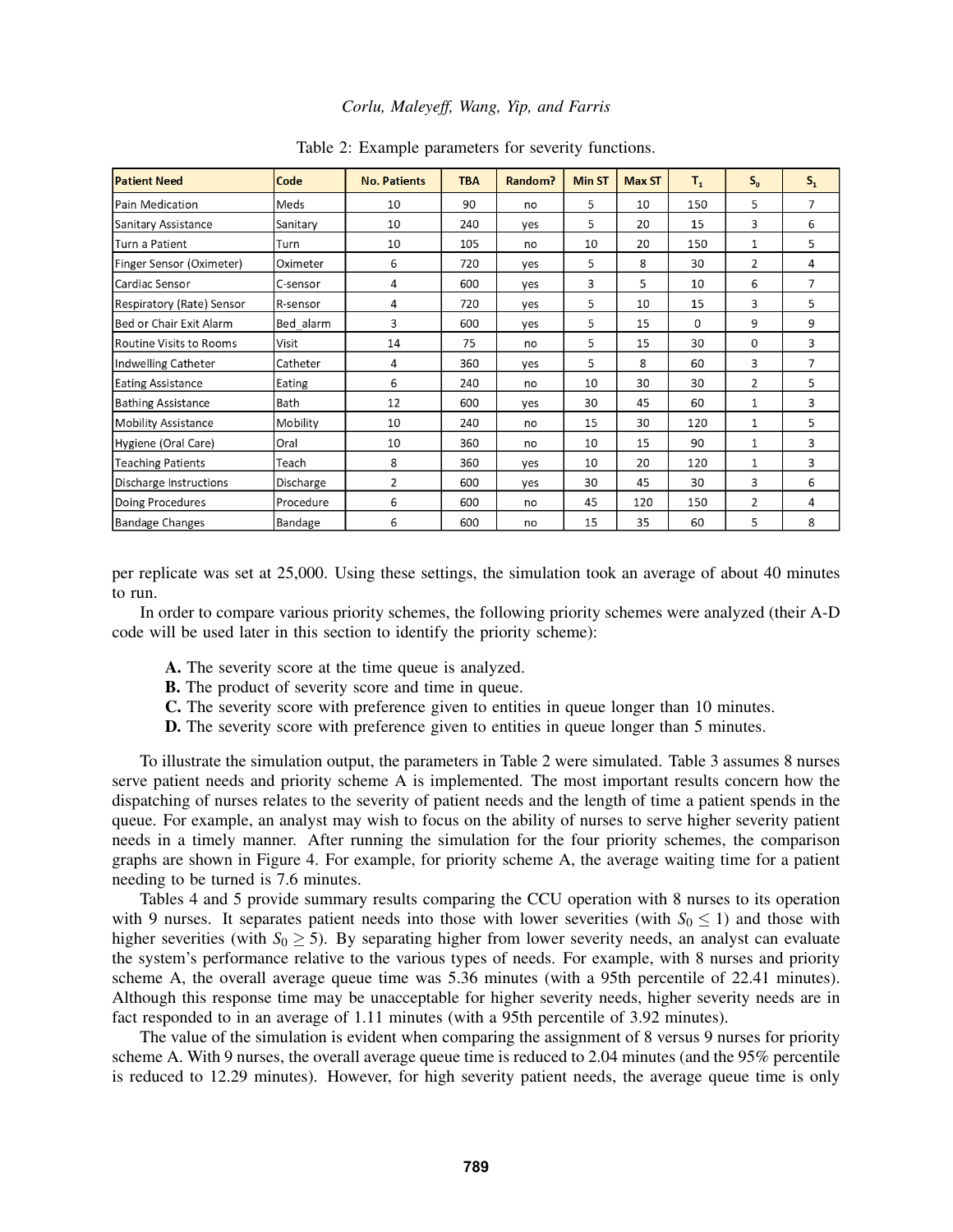Table 2: Example parameters for severity functions.

| Patient Need | Code | No. Patients | TBA | Random? | Min ST | Max ST | $T_1$ | $S_0$ | $S_1$ |
|---|---|---|---|---|---|---|---|---|---|
| Pain Medication | Meds | 10 | 90 | no | 5 | 10 | 150 | 5 | 7 |
| Sanitary Assistance | Sanitary | 10 | 240 | yes | 5 | 20 | 15 | 3 | 6 |
| Turn a Patient | Turn | 10 | 105 | no | 10 | 20 | 150 | 1 | 5 |
| Finger Sensor (Oximeter) | Oximeter | 6 | 720 | yes | 5 | 8 | 30 | 2 | 4 |
| Cardiac Sensor | C-sensor | 4 | 600 | yes | 3 | 5 | 10 | 6 | 7 |
| Respiratory (Rate) Sensor | R-sensor | 4 | 720 | yes | 5 | 10 | 15 | 3 | 5 |
| Bed or Chair Exit Alarm | Bed_alarm | 3 | 600 | yes | 5 | 15 | 0 | 9 | 9 |
| Routine Visits to Rooms | Visit | 14 | 75 | no | 5 | 15 | 30 | 0 | 3 |
| Indwelling Catheter | Catheter | 4 | 360 | yes | 5 | 8 | 60 | 3 | 7 |
| Eating Assistance | Eating | 6 | 240 | no | 10 | 30 | 30 | 2 | 5 |
| Bathing Assistance | Bath | 12 | 600 | yes | 30 | 45 | 60 | 1 | 3 |
| Mobility Assistance | Mobility | 10 | 240 | no | 15 | 30 | 120 | 1 | 5 |
| Hygiene (Oral Care) | Oral | 10 | 360 | no | 10 | 15 | 90 | 1 | 3 |
| Teaching Patients | Teach | 8 | 360 | yes | 10 | 20 | 120 | 1 | 3 |
| Discharge Instructions | Discharge | 2 | 600 | yes | 30 | 45 | 30 | 3 | 6 |
| Doing Procedures | Procedure | 6 | 600 | no | 45 | 120 | 150 | 2 | 4 |
| Bandage Changes | Bandage | 6 | 600 | no | 15 | 35 | 60 | 5 | 8 |

per replicate was set at 25,000. Using these settings, the simulation took an average of about 40 minutes to run.

In order to compare various priority schemes, the following priority schemes were analyzed (their A-D code will be used later in this section to identify the priority scheme):

- **A.** The severity score at the time queue is analyzed.
- **B.** The product of severity score and time in queue.
- **C.** The severity score with preference given to entities in queue longer than 10 minutes.
- **D.** The severity score with preference given to entities in queue longer than 5 minutes.

To illustrate the simulation output, the parameters in Table 2 were simulated. Table 3 assumes 8 nurses serve patient needs and priority scheme A is implemented. The most important results concern how the dispatching of nurses relates to the severity of patient needs and the length of time a patient spends in the queue. For example, an analyst may wish to focus on the ability of nurses to serve higher severity patient needs in a timely manner. After running the simulation for the four priority schemes, the comparison graphs are shown in Figure 4. For example, for priority scheme A, the average waiting time for a patient needing to be turned is 7.6 minutes.

Tables 4 and 5 provide summary results comparing the CCU operation with 8 nurses to its operation with 9 nurses. It separates patient needs into those with lower severities (with $S_0 \leq 1$) and those with higher severities (with $S_0 \geq 5$). By separating higher from lower severity needs, an analyst can evaluate the system's performance relative to the various types of needs. For example, with 8 nurses and priority scheme A, the overall average queue time was 5.36 minutes (with a 95th percentile of 22.41 minutes). Although this response time may be unacceptable for higher severity needs, higher severity needs are in fact responded to in an average of 1.11 minutes (with a 95th percentile of 3.92 minutes).

The value of the simulation is evident when comparing the assignment of 8 versus 9 nurses for priority scheme A. With 9 nurses, the overall average queue time is reduced to 2.04 minutes (and the 95% percentile is reduced to 12.29 minutes). However, for high severity patient needs, the average queue time is only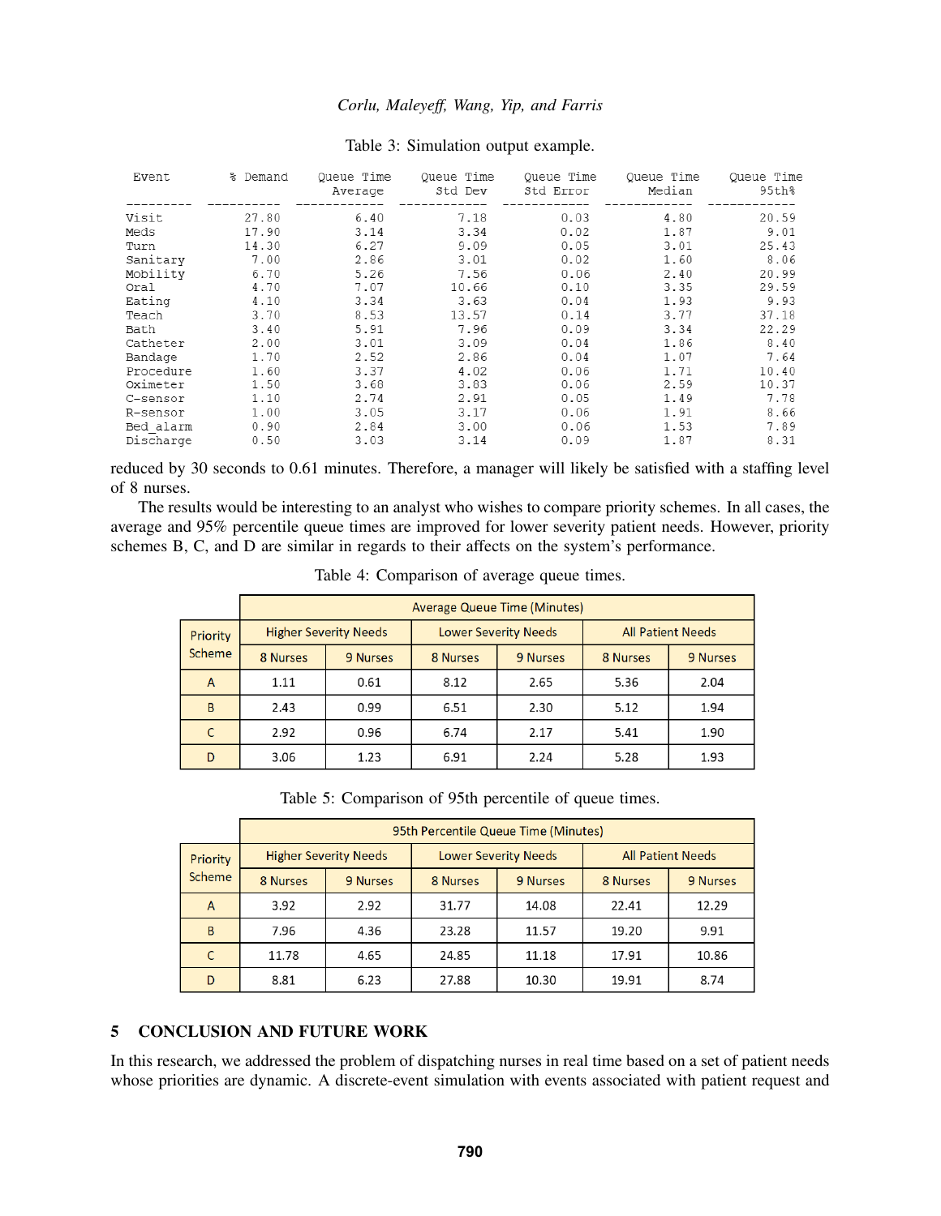Table 3: Simulation output example.

| Event | % Demand | Queue Time Average | Queue Time Std Dev | Queue Time Std Error | Queue Time Median | Queue Time 95th% |
|---|---|---|---|---|---|---|
| Visit | 27.80 | 6.40 | 7.18 | 0.03 | 4.80 | 20.59 |
| Meds | 17.90 | 3.14 | 3.34 | 0.02 | 1.87 | 9.01 |
| Turn | 14.30 | 6.27 | 9.09 | 0.05 | 3.01 | 25.43 |
| Sanitary | 7.00 | 2.86 | 3.01 | 0.02 | 1.60 | 8.06 |
| Mobility | 6.70 | 5.26 | 7.56 | 0.06 | 2.40 | 20.99 |
| Oral | 4.70 | 7.07 | 10.66 | 0.10 | 3.35 | 29.59 |
| Eating | 4.10 | 3.34 | 3.63 | 0.04 | 1.93 | 9.93 |
| Teach | 3.70 | 8.53 | 13.57 | 0.14 | 3.77 | 37.18 |
| Bath | 3.40 | 5.91 | 7.96 | 0.09 | 3.34 | 22.29 |
| Catheter | 2.00 | 3.01 | 3.09 | 0.04 | 1.86 | 8.40 |
| Bandage | 1.70 | 2.52 | 2.86 | 0.04 | 1.07 | 7.64 |
| Procedure | 1.60 | 3.37 | 4.02 | 0.06 | 1.71 | 10.40 |
| Oximeter | 1.50 | 3.68 | 3.83 | 0.06 | 2.59 | 10.37 |
| C-sensor | 1.10 | 2.74 | 2.91 | 0.05 | 1.49 | 7.78 |
| R-sensor | 1.00 | 3.05 | 3.17 | 0.06 | 1.91 | 8.66 |
| Bed_alarm | 0.90 | 2.84 | 3.00 | 0.06 | 1.53 | 7.89 |
| Discharge | 0.50 | 3.03 | 3.14 | 0.09 | 1.87 | 8.31 |

reduced by 30 seconds to 0.61 minutes. Therefore, a manager will likely be satisfied with a staffing level of 8 nurses.

The results would be interesting to an analyst who wishes to compare priority schemes. In all cases, the average and 95% percentile queue times are improved for lower severity patient needs. However, priority schemes B, C, and D are similar in regards to their affects on the system's performance.

Table 4: Comparison of average queue times.

| Priority Scheme | Average Queue Time (Minutes) | | | | | |
|---|---|---|---|---|---|---|
| | Higher Severity Needs | | Lower Severity Needs | | All Patient Needs | |
| | 8 Nurses | 9 Nurses | 8 Nurses | 9 Nurses | 8 Nurses | 9 Nurses |
| A | 1.11 | 0.61 | 8.12 | 2.65 | 5.36 | 2.04 |
| B | 2.43 | 0.99 | 6.51 | 2.30 | 5.12 | 1.94 |
| C | 2.92 | 0.96 | 6.74 | 2.17 | 5.41 | 1.90 |
| D | 3.06 | 1.23 | 6.91 | 2.24 | 5.28 | 1.93 |

Table 5: Comparison of 95th percentile of queue times.

| Priority Scheme | 95th Percentile Queue Time (Minutes) | | | | | |
|---|---|---|---|---|---|---|
| | Higher Severity Needs | | Lower Severity Needs | | All Patient Needs | |
| | 8 Nurses | 9 Nurses | 8 Nurses | 9 Nurses | 8 Nurses | 9 Nurses |
| A | 3.92 | 2.92 | 31.77 | 14.08 | 22.41 | 12.29 |
| B | 7.96 | 4.36 | 23.28 | 11.57 | 19.20 | 9.91 |
| C | 11.78 | 4.65 | 24.85 | 11.18 | 17.91 | 10.86 |
| D | 8.81 | 6.23 | 27.88 | 10.30 | 19.91 | 8.74 |

## 5 CONCLUSION AND FUTURE WORK

In this research, we addressed the problem of dispatching nurses in real time based on a set of patient needs whose priorities are dynamic. A discrete-event simulation with events associated with patient request and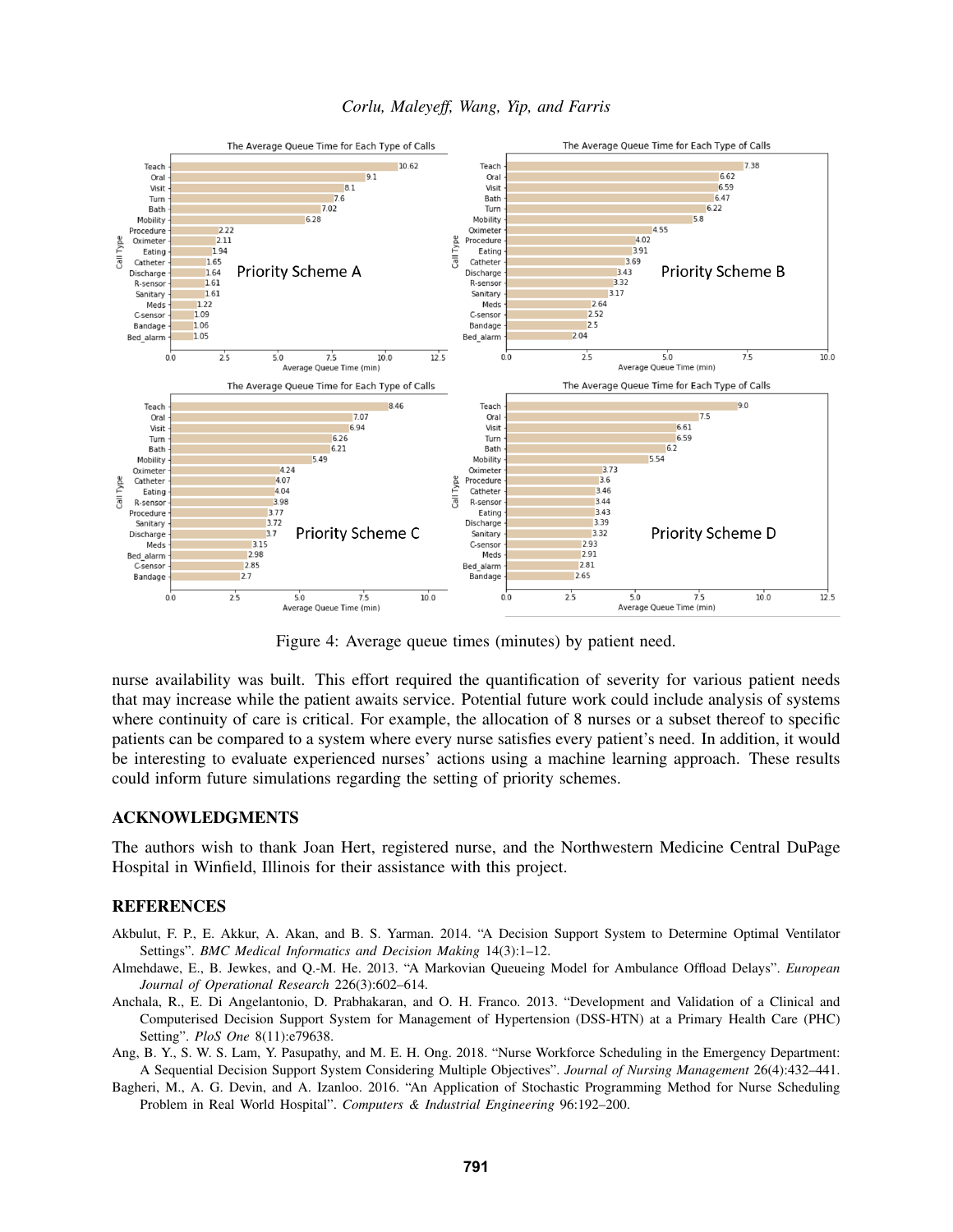Figure 4: Average queue times (minutes) by patient need.

nurse availability was built. This effort required the quantification of severity for various patient needs that may increase while the patient awaits service. Potential future work could include analysis of systems where continuity of care is critical. For example, the allocation of 8 nurses or a subset thereof to specific patients can be compared to a system where every nurse satisfies every patient's need. In addition, it would be interesting to evaluate experienced nurses' actions using a machine learning approach. These results could inform future simulations regarding the setting of priority schemes.

## ACKNOWLEDGMENTS

The authors wish to thank Joan Hert, registered nurse, and the Northwestern Medicine Central DuPage Hospital in Winfield, Illinois for their assistance with this project.

## REFERENCES

Akbulut, F. P., E. Akkur, A. Akan, and B. S. Yarman. 2014. "A Decision Support System to Determine Optimal Ventilator Settings". *BMC Medical Informatics and Decision Making* 14(3):1–12.

Almehdawe, E., B. Jewkes, and Q.-M. He. 2013. "A Markovian Queueing Model for Ambulance Offload Delays". *European Journal of Operational Research* 226(3):602–614.

Anchala, R., E. Di Angelantonio, D. Prabhakaran, and O. H. Franco. 2013. "Development and Validation of a Clinical and Computerised Decision Support System for Management of Hypertension (DSS-HTN) at a Primary Health Care (PHC) Setting". *PloS One* 8(11):e79638.

Ang, B. Y., S. W. S. Lam, Y. Pasupathy, and M. E. H. Ong. 2018. "Nurse Workforce Scheduling in the Emergency Department: A Sequential Decision Support System Considering Multiple Objectives". *Journal of Nursing Management* 26(4):432–441.

Bagheri, M., A. G. Devin, and A. Izanloo. 2016. "An Application of Stochastic Programming Method for Nurse Scheduling Problem in Real World Hospital". *Computers & Industrial Engineering* 96:192–200.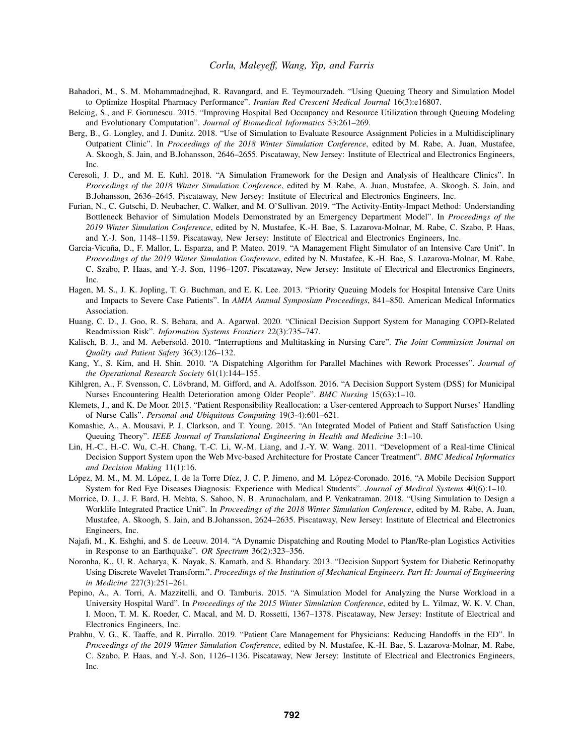Bahadori, M., S. M. Mohammadnejhad, R. Ravangard, and E. Teymourzadeh. "Using Queuing Theory and Simulation Model to Optimize Hospital Pharmacy Performance". *Iranian Red Crescent Medical Journal* 16(3):e16807.

Belciug, S., and F. Gorunescu. 2015. "Improving Hospital Bed Occupancy and Resource Utilization through Queuing Modeling and Evolutionary Computation". *Journal of Biomedical Informatics* 53:261–269.

Berg, B., G. Longley, and J. Dunitz. 2018. "Use of Simulation to Evaluate Resource Assignment Policies in a Multidisciplinary Outpatient Clinic". In *Proceedings of the 2018 Winter Simulation Conference*, edited by M. Rabe, A. Juan, Mustafee, A. Skoogh, S. Jain, and B.Johansson, 2646–2655. Piscataway, New Jersey: Institute of Electrical and Electronics Engineers, Inc.

Ceresoli, J. D., and M. E. Kuhl. 2018. "A Simulation Framework for the Design and Analysis of Healthcare Clinics". In *Proceedings of the 2018 Winter Simulation Conference*, edited by M. Rabe, A. Juan, Mustafee, A. Skoogh, S. Jain, and B.Johansson, 2636–2645. Piscataway, New Jersey: Institute of Electrical and Electronics Engineers, Inc.

Furian, N., C. Gutschi, D. Neubacher, C. Walker, and M. O'Sullivan. 2019. "The Activity-Entity-Impact Method: Understanding Bottleneck Behavior of Simulation Models Demonstrated by an Emergency Department Model". In *Proceedings of the 2019 Winter Simulation Conference*, edited by N. Mustafee, K.-H. Bae, S. Lazarova-Molnar, M. Rabe, C. Szabo, P. Haas, and Y.-J. Son, 1148–1159. Piscataway, New Jersey: Institute of Electrical and Electronics Engineers, Inc.

Garcia-Vicuña, D., F. Mallor, L. Esparza, and P. Mateo. 2019. "A Management Flight Simulator of an Intensive Care Unit". In *Proceedings of the 2019 Winter Simulation Conference*, edited by N. Mustafee, K.-H. Bae, S. Lazarova-Molnar, M. Rabe, C. Szabo, P. Haas, and Y.-J. Son, 1196–1207. Piscataway, New Jersey: Institute of Electrical and Electronics Engineers, Inc.

Hagen, M. S., J. K. Jopling, T. G. Buchman, and E. K. Lee. 2013. "Priority Queuing Models for Hospital Intensive Care Units and Impacts to Severe Case Patients". In *AMIA Annual Symposium Proceedings*, 841–850. American Medical Informatics Association.

Huang, C. D., J. Goo, R. S. Behara, and A. Agarwal. 2020. "Clinical Decision Support System for Managing COPD-Related Readmission Risk". *Information Systems Frontiers* 22(3):735–747.

Kalisch, B. J., and M. Aebersold. 2010. "Interruptions and Multitasking in Nursing Care". *The Joint Commission Journal on Quality and Patient Safety* 36(3):126–132.

Kang, Y., S. Kim, and H. Shin. 2010. "A Dispatching Algorithm for Parallel Machines with Rework Processes". *Journal of the Operational Research Society* 61(1):144–155.

Kihlgren, A., F. Svensson, C. Lövbrand, M. Gifford, and A. Adolfsson. 2016. "A Decision Support System (DSS) for Municipal Nurses Encountering Health Deterioration among Older People". *BMC Nursing* 15(63):1–10.

Klemets, J., and K. De Moor. 2015. "Patient Responsibility Reallocation: a User-centered Approach to Support Nurses' Handling of Nurse Calls". *Personal and Ubiquitous Computing* 19(3-4):601–621.

Komashie, A., A. Mousavi, P. J. Clarkson, and T. Young. 2015. "An Integrated Model of Patient and Staff Satisfaction Using Queuing Theory". *IEEE Journal of Translational Engineering in Health and Medicine* 3:1–10.

Lin, H.-C., H.-C. Wu, C.-H. Chang, T.-C. Li, W.-M. Liang, and J.-Y. W. Wang. 2011. "Development of a Real-time Clinical Decision Support System upon the Web Mvc-based Architecture for Prostate Cancer Treatment". *BMC Medical Informatics and Decision Making* 11(1):16.

López, M. M., M. M. López, I. de la Torre Díez, J. C. P. Jimeno, and M. López-Coronado. 2016. "A Mobile Decision Support System for Red Eye Diseases Diagnosis: Experience with Medical Students". *Journal of Medical Systems* 40(6):1–10.

Morrice, D. J., J. F. Bard, H. Mehta, S. Sahoo, N. B. Arunachalam, and P. Venkatraman. 2018. "Using Simulation to Design a Worklife Integrated Practice Unit". In *Proceedings of the 2018 Winter Simulation Conference*, edited by M. Rabe, A. Juan, Mustafee, A. Skoogh, S. Jain, and B.Johansson, 2624–2635. Piscataway, New Jersey: Institute of Electrical and Electronics Engineers, Inc.

Najafi, M., K. Eshghi, and S. de Leeuw. 2014. "A Dynamic Dispatching and Routing Model to Plan/Re-plan Logistics Activities in Response to an Earthquake". *OR Spectrum* 36(2):323–356.

Noronha, K., U. R. Acharya, K. Nayak, S. Kamath, and S. Bhandary. 2013. "Decision Support System for Diabetic Retinopathy Using Discrete Wavelet Transform.". *Proceedings of the Institution of Mechanical Engineers. Part H: Journal of Engineering in Medicine* 227(3):251–261.

Pepino, A., A. Torri, A. Mazzitelli, and O. Tamburis. 2015. "A Simulation Model for Analyzing the Nurse Workload in a University Hospital Ward". In *Proceedings of the 2015 Winter Simulation Conference*, edited by L. Yilmaz, W. K. V. Chan, I. Moon, T. M. K. Roeder, C. Macal, and M. D. Rossetti, 1367–1378. Piscataway, New Jersey: Institute of Electrical and Electronics Engineers, Inc.

Prabhu, V. G., K. Taaffe, and R. Pirrallo. 2019. "Patient Care Management for Physicians: Reducing Handoffs in the ED". In *Proceedings of the 2019 Winter Simulation Conference*, edited by N. Mustafee, K.-H. Bae, S. Lazarova-Molnar, M. Rabe, C. Szabo, P. Haas, and Y.-J. Son, 1126–1136. Piscataway, New Jersey: Institute of Electrical and Electronics Engineers, Inc.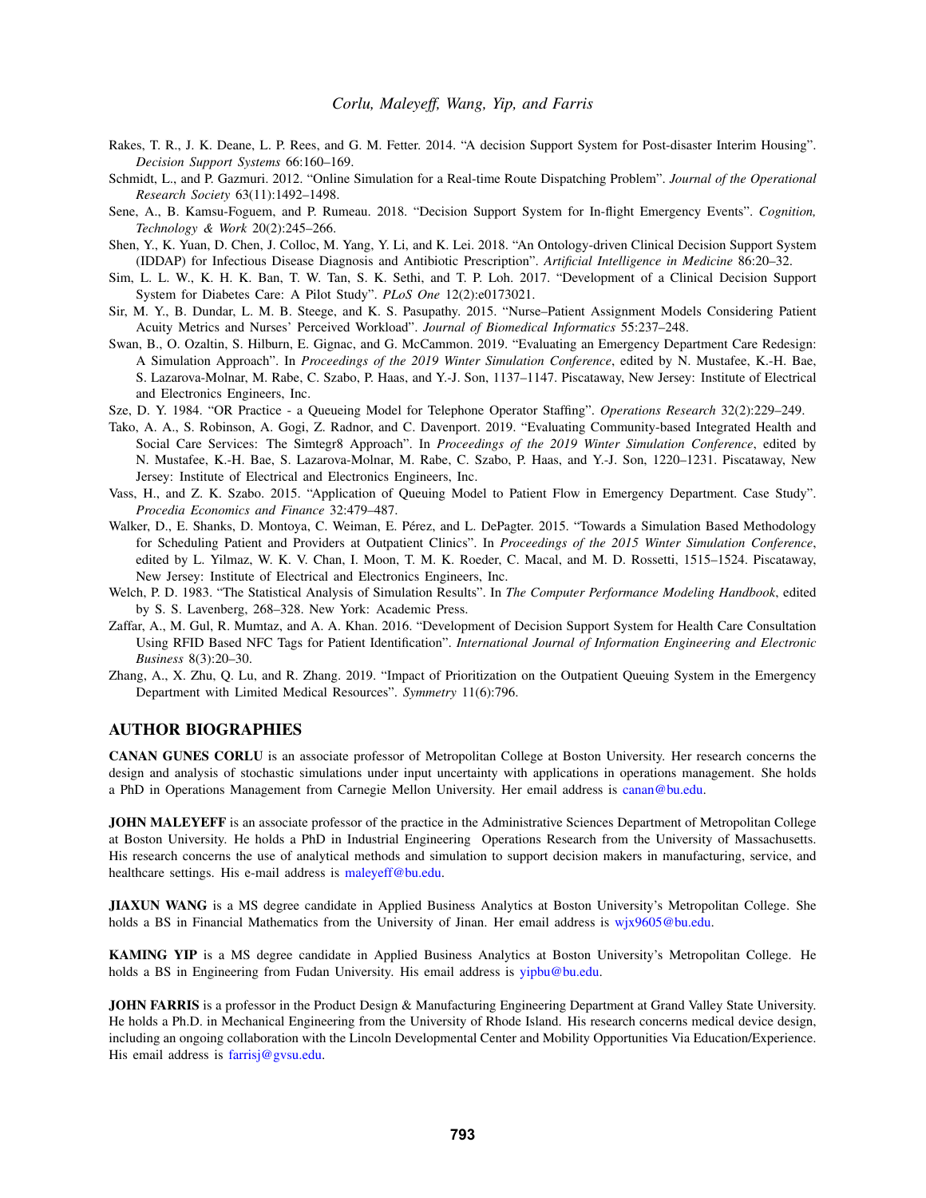Rakes, T. R., J. K. Deane, L. P. Rees, and G. M. Fetter. 2014. "A decision Support System for Post-disaster Interim Housing". *Decision Support Systems* 66:160–169.

Schmidt, L., and P. Gazmuri. 2012. "Online Simulation for a Real-time Route Dispatching Problem". *Journal of the Operational Research Society* 63(11):1492–1498.

Sene, A., B. Kamsu-Foguem, and P. Rumeau. 2018. "Decision Support System for In-flight Emergency Events". *Cognition, Technology & Work* 20(2):245–266.

Shen, Y., K. Yuan, D. Chen, J. Colloc, M. Yang, Y. Li, and K. Lei. 2018. "An Ontology-driven Clinical Decision Support System (IDDAP) for Infectious Disease Diagnosis and Antibiotic Prescription". *Artificial Intelligence in Medicine* 86:20–32.

Sim, L. L. W., K. H. K. Ban, T. W. Tan, S. K. Sethi, and T. P. Loh. 2017. "Development of a Clinical Decision Support System for Diabetes Care: A Pilot Study". *PLoS One* 12(2):e0173021.

Sir, M. Y., B. Dundar, L. M. B. Steege, and K. S. Pasupathy. 2015. "Nurse–Patient Assignment Models Considering Patient Acuity Metrics and Nurses' Perceived Workload". *Journal of Biomedical Informatics* 55:237–248.

Swan, B., O. Ozaltin, S. Hilburn, E. Gignac, and G. McCammon. 2019. "Evaluating an Emergency Department Care Redesign: A Simulation Approach". In *Proceedings of the 2019 Winter Simulation Conference*, edited by N. Mustafee, K.-H. Bae, S. Lazarova-Molnar, M. Rabe, C. Szabo, P. Haas, and Y.-J. Son, 1137–1147. Piscataway, New Jersey: Institute of Electrical and Electronics Engineers, Inc.

Sze, D. Y. 1984. "OR Practice - a Queueing Model for Telephone Operator Staffing". *Operations Research* 32(2):229–249.

Tako, A. A., S. Robinson, A. Gogi, Z. Radnor, and C. Davenport. 2019. "Evaluating Community-based Integrated Health and Social Care Services: The Simtegr8 Approach". In *Proceedings of the 2019 Winter Simulation Conference*, edited by N. Mustafee, K.-H. Bae, S. Lazarova-Molnar, M. Rabe, C. Szabo, P. Haas, and Y.-J. Son, 1220–1231. Piscataway, New Jersey: Institute of Electrical and Electronics Engineers, Inc.

Vass, H., and Z. K. Szabo. 2015. "Application of Queuing Model to Patient Flow in Emergency Department. Case Study". *Procedia Economics and Finance* 32:479–487.

Walker, D., E. Shanks, D. Montoya, C. Weiman, E. Pérez, and L. DePagter. 2015. "Towards a Simulation Based Methodology for Scheduling Patient and Providers at Outpatient Clinics". In *Proceedings of the 2015 Winter Simulation Conference*, edited by L. Yilmaz, W. K. V. Chan, I. Moon, T. M. K. Roeder, C. Macal, and M. D. Rossetti, 1515–1524. Piscataway, New Jersey: Institute of Electrical and Electronics Engineers, Inc.

Welch, P. D. 1983. "The Statistical Analysis of Simulation Results". In *The Computer Performance Modeling Handbook*, edited by S. S. Lavenberg, 268–328. New York: Academic Press.

Zaffar, A., M. Gul, R. Mumtaz, and A. A. Khan. 2016. "Development of Decision Support System for Health Care Consultation Using RFID Based NFC Tags for Patient Identification". *International Journal of Information Engineering and Electronic Business* 8(3):20–30.

Zhang, A., X. Zhu, Q. Lu, and R. Zhang. 2019. "Impact of Prioritization on the Outpatient Queuing System in the Emergency Department with Limited Medical Resources". *Symmetry* 11(6):796.

## AUTHOR BIOGRAPHIES

**CANAN GUNES CORLU** is an associate professor of Metropolitan College at Boston University. Her research concerns the design and analysis of stochastic simulations under input uncertainty with applications in operations management. She holds a PhD in Operations Management from Carnegie Mellon University. Her email address is canan@bu.edu.

**JOHN MALEYEFF** is an associate professor of the practice in the Administrative Sciences Department of Metropolitan College at Boston University. He holds a PhD in Industrial Engineering Operations Research from the University of Massachusetts. His research concerns the use of analytical methods and simulation to support decision makers in manufacturing, service, and healthcare settings. His e-mail address is maleyeff@bu.edu.

**JIAXUN WANG** is a MS degree candidate in Applied Business Analytics at Boston University's Metropolitan College. She holds a BS in Financial Mathematics from the University of Jinan. Her email address is wjx9605@bu.edu.

**KAMING YIP** is a MS degree candidate in Applied Business Analytics at Boston University's Metropolitan College. He holds a BS in Engineering from Fudan University. His email address is yipbu@bu.edu.

**JOHN FARRIS** is a professor in the Product Design & Manufacturing Engineering Department at Grand Valley State University. He holds a Ph.D. in Mechanical Engineering from the University of Rhode Island. His research concerns medical device design, including an ongoing collaboration with the Lincoln Developmental Center and Mobility Opportunities Via Education/Experience. His email address is farrisj@gvsu.edu.